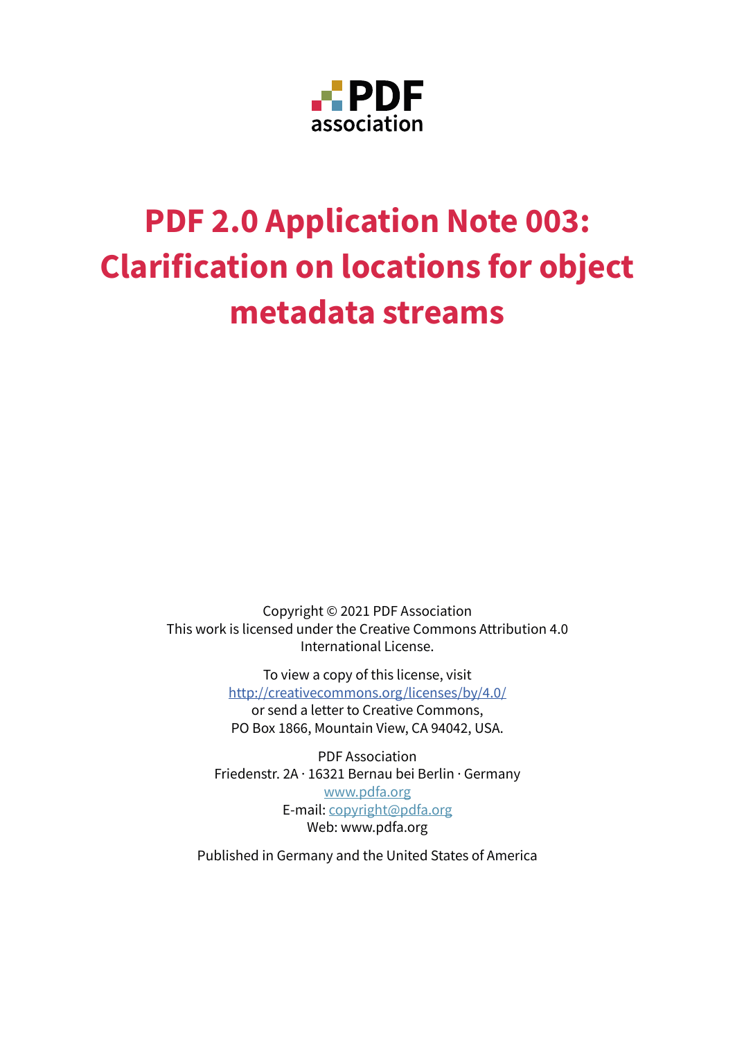PDF association

# PDF 2.0 Application Note 003: Clarification on locations for object metadata streams

Copyright © 2021 PDF Association
This work is licensed under the Creative Commons Attribution 4.0 International License.

To view a copy of this license, visit
http://creativecommons.org/licenses/by/4.0/
or send a letter to Creative Commons,
PO Box 1866, Mountain View, CA 94042, USA.

PDF Association
Friedenstr. 2A · 16321 Bernau bei Berlin · Germany
www.pdfa.org
E-mail: copyright@pdfa.org
Web: www.pdfa.org

Published in Germany and the United States of America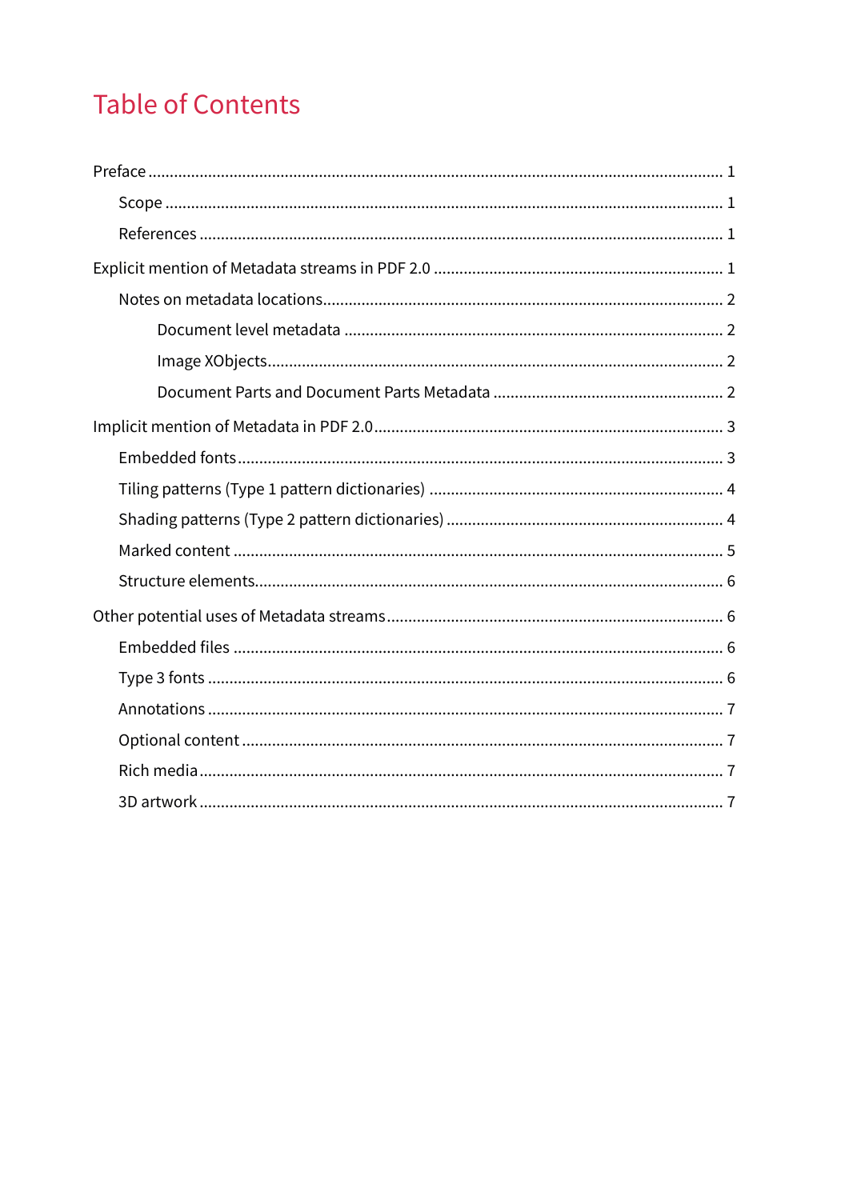# Table of Contents

- Preface ..... 1
  - Scope ..... 1
  - References ..... 1
- Explicit mention of Metadata streams in PDF 2.0 ..... 1
  - Notes on metadata locations ..... 2
    - Document level metadata ..... 2
    - Image XObjects ..... 2
    - Document Parts and Document Parts Metadata ..... 2
- Implicit mention of Metadata in PDF 2.0 ..... 3
  - Embedded fonts ..... 3
  - Tiling patterns (Type 1 pattern dictionaries) ..... 4
  - Shading patterns (Type 2 pattern dictionaries) ..... 4
  - Marked content ..... 5
  - Structure elements ..... 6
- Other potential uses of Metadata streams ..... 6
  - Embedded files ..... 6
  - Type 3 fonts ..... 6
  - Annotations ..... 7
  - Optional content ..... 7
  - Rich media ..... 7
  - 3D artwork ..... 7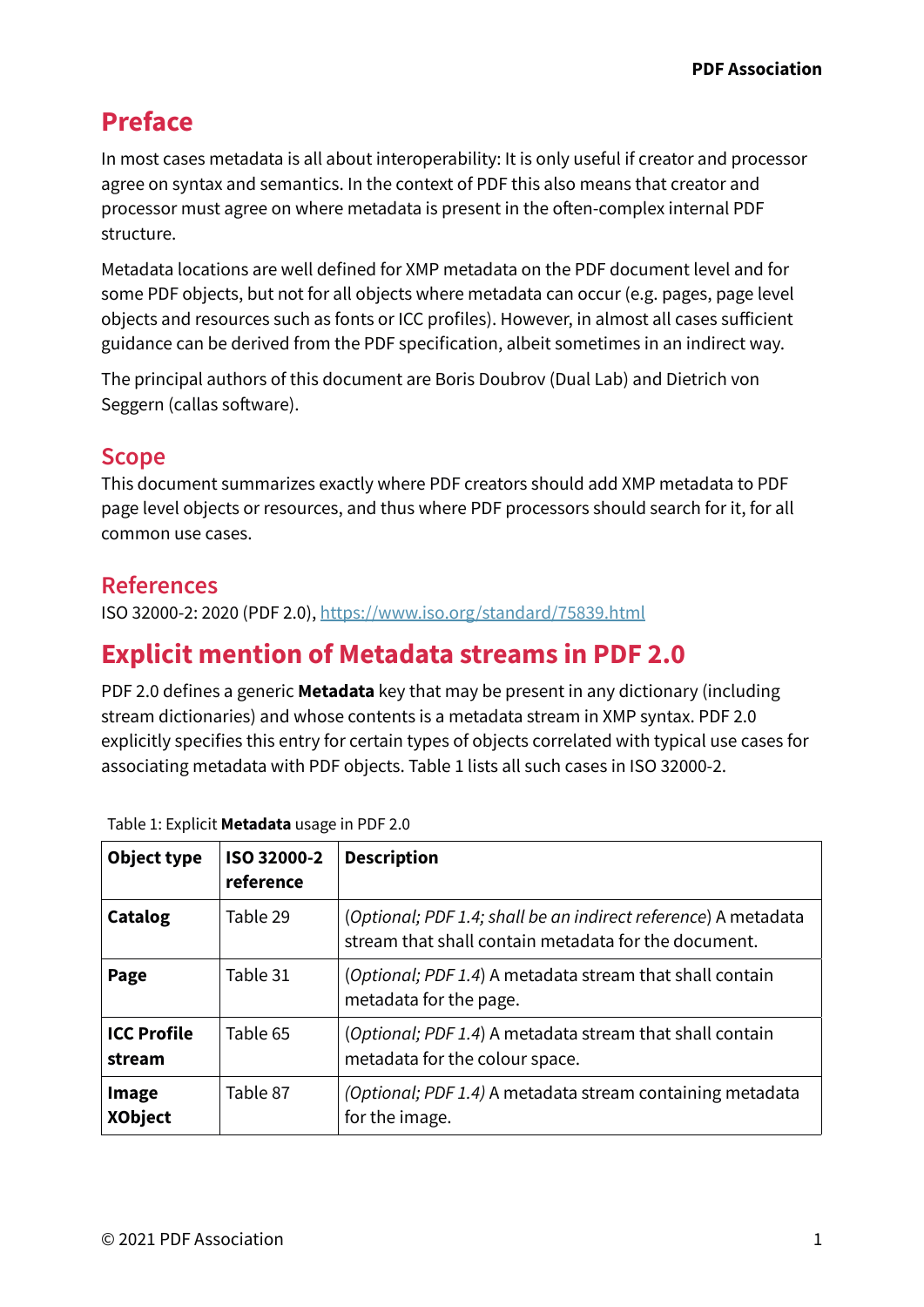# Preface

In most cases metadata is all about interoperability: It is only useful if creator and processor agree on syntax and semantics. In the context of PDF this also means that creator and processor must agree on where metadata is present in the often-complex internal PDF structure.

Metadata locations are well defined for XMP metadata on the PDF document level and for some PDF objects, but not for all objects where metadata can occur (e.g. pages, page level objects and resources such as fonts or ICC profiles). However, in almost all cases sufficient guidance can be derived from the PDF specification, albeit sometimes in an indirect way.

The principal authors of this document are Boris Doubrov (Dual Lab) and Dietrich von Seggern (callas software).

## Scope

This document summarizes exactly where PDF creators should add XMP metadata to PDF page level objects or resources, and thus where PDF processors should search for it, for all common use cases.

## References

ISO 32000-2: 2020 (PDF 2.0), https://www.iso.org/standard/75839.html

# Explicit mention of Metadata streams in PDF 2.0

PDF 2.0 defines a generic **Metadata** key that may be present in any dictionary (including stream dictionaries) and whose contents is a metadata stream in XMP syntax. PDF 2.0 explicitly specifies this entry for certain types of objects correlated with typical use cases for associating metadata with PDF objects. Table 1 lists all such cases in ISO 32000-2.

Table 1: Explicit **Metadata** usage in PDF 2.0

| Object type | ISO 32000-2 reference | Description |
|---|---|---|
| **Catalog** | Table 29 | (*Optional; PDF 1.4; shall be an indirect reference*) A metadata stream that shall contain metadata for the document. |
| **Page** | Table 31 | (*Optional; PDF 1.4*) A metadata stream that shall contain metadata for the page. |
| **ICC Profile stream** | Table 65 | (*Optional; PDF 1.4*) A metadata stream that shall contain metadata for the colour space. |
| **Image XObject** | Table 87 | *(Optional; PDF 1.4)* A metadata stream containing metadata for the image. |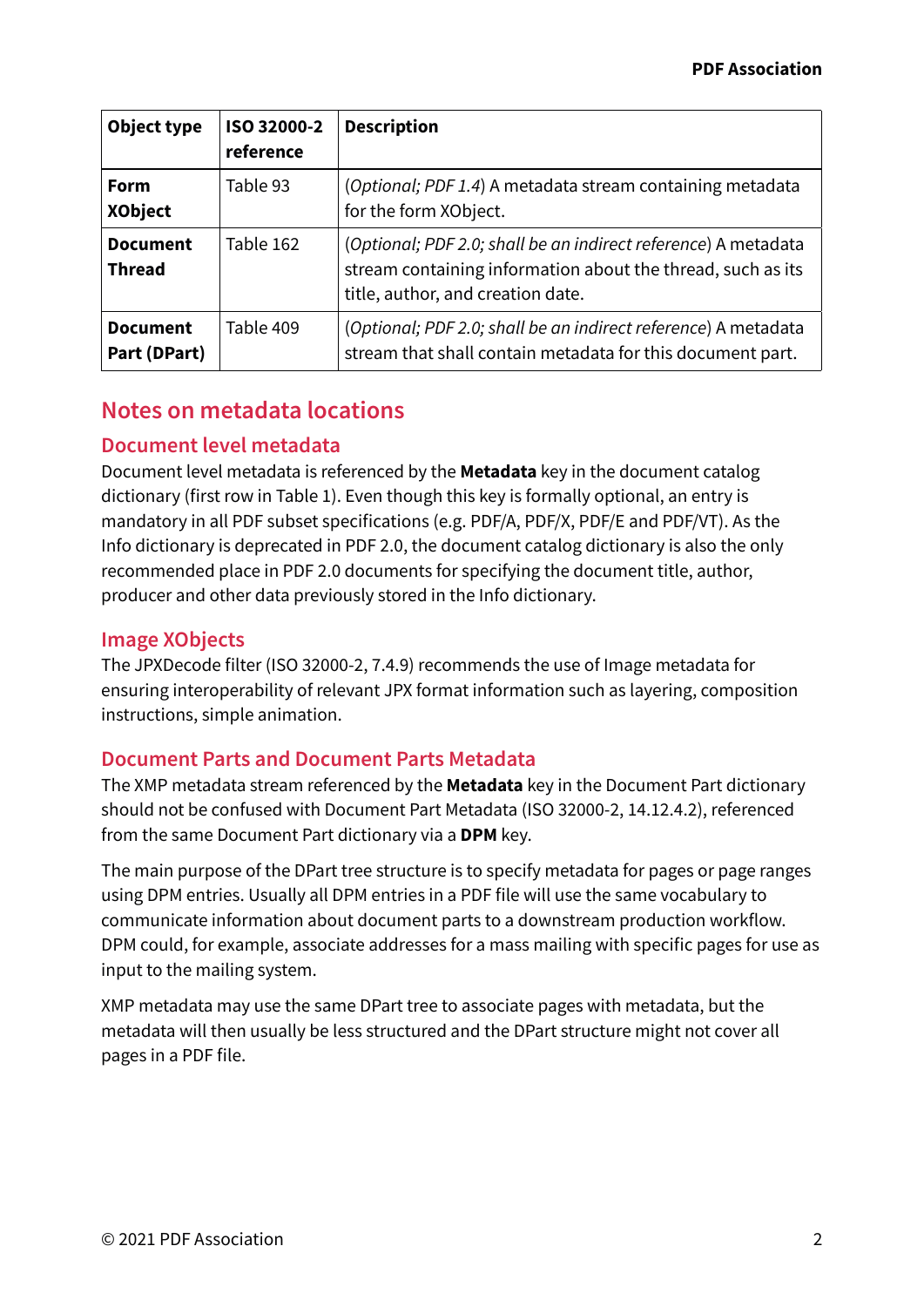| Object type | ISO 32000-2 reference | Description |
|---|---|---|
| **Form XObject** | Table 93 | (*Optional; PDF 1.4*) A metadata stream containing metadata for the form XObject. |
| **Document Thread** | Table 162 | (*Optional; PDF 2.0; shall be an indirect reference*) A metadata stream containing information about the thread, such as its title, author, and creation date. |
| **Document Part (DPart)** | Table 409 | (*Optional; PDF 2.0; shall be an indirect reference*) A metadata stream that shall contain metadata for this document part. |

## Notes on metadata locations

### Document level metadata

Document level metadata is referenced by the **Metadata** key in the document catalog dictionary (first row in Table 1). Even though this key is formally optional, an entry is mandatory in all PDF subset specifications (e.g. PDF/A, PDF/X, PDF/E and PDF/VT). As the Info dictionary is deprecated in PDF 2.0, the document catalog dictionary is also the only recommended place in PDF 2.0 documents for specifying the document title, author, producer and other data previously stored in the Info dictionary.

### Image XObjects

The JPXDecode filter (ISO 32000-2, 7.4.9) recommends the use of Image metadata for ensuring interoperability of relevant JPX format information such as layering, composition instructions, simple animation.

### Document Parts and Document Parts Metadata

The XMP metadata stream referenced by the **Metadata** key in the Document Part dictionary should not be confused with Document Part Metadata (ISO 32000-2, 14.12.4.2), referenced from the same Document Part dictionary via a **DPM** key.

The main purpose of the DPart tree structure is to specify metadata for pages or page ranges using DPM entries. Usually all DPM entries in a PDF file will use the same vocabulary to communicate information about document parts to a downstream production workflow. DPM could, for example, associate addresses for a mass mailing with specific pages for use as input to the mailing system.

XMP metadata may use the same DPart tree to associate pages with metadata, but the metadata will then usually be less structured and the DPart structure might not cover all pages in a PDF file.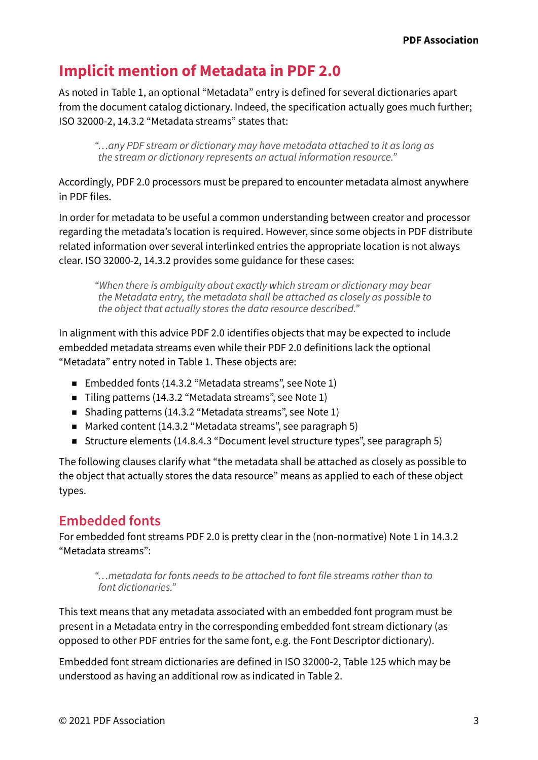## Implicit mention of Metadata in PDF 2.0

As noted in Table 1, an optional "Metadata" entry is defined for several dictionaries apart from the document catalog dictionary. Indeed, the specification actually goes much further; ISO 32000-2, 14.3.2 "Metadata streams" states that:

> *"…any PDF stream or dictionary may have metadata attached to it as long as the stream or dictionary represents an actual information resource."*

Accordingly, PDF 2.0 processors must be prepared to encounter metadata almost anywhere in PDF files.

In order for metadata to be useful a common understanding between creator and processor regarding the metadata's location is required. However, since some objects in PDF distribute related information over several interlinked entries the appropriate location is not always clear. ISO 32000-2, 14.3.2 provides some guidance for these cases:

> *"When there is ambiguity about exactly which stream or dictionary may bear the Metadata entry, the metadata shall be attached as closely as possible to the object that actually stores the data resource described."*

In alignment with this advice PDF 2.0 identifies objects that may be expected to include embedded metadata streams even while their PDF 2.0 definitions lack the optional "Metadata" entry noted in Table 1. These objects are:

- Embedded fonts (14.3.2 "Metadata streams", see Note 1)
- Tiling patterns (14.3.2 "Metadata streams", see Note 1)
- Shading patterns (14.3.2 "Metadata streams", see Note 1)
- Marked content (14.3.2 "Metadata streams", see paragraph 5)
- Structure elements (14.8.4.3 "Document level structure types", see paragraph 5)

The following clauses clarify what "the metadata shall be attached as closely as possible to the object that actually stores the data resource" means as applied to each of these object types.

### Embedded fonts

For embedded font streams PDF 2.0 is pretty clear in the (non-normative) Note 1 in 14.3.2 "Metadata streams":

> *"…metadata for fonts needs to be attached to font file streams rather than to font dictionaries."*

This text means that any metadata associated with an embedded font program must be present in a Metadata entry in the corresponding embedded font stream dictionary (as opposed to other PDF entries for the same font, e.g. the Font Descriptor dictionary).

Embedded font stream dictionaries are defined in ISO 32000-2, Table 125 which may be understood as having an additional row as indicated in Table 2.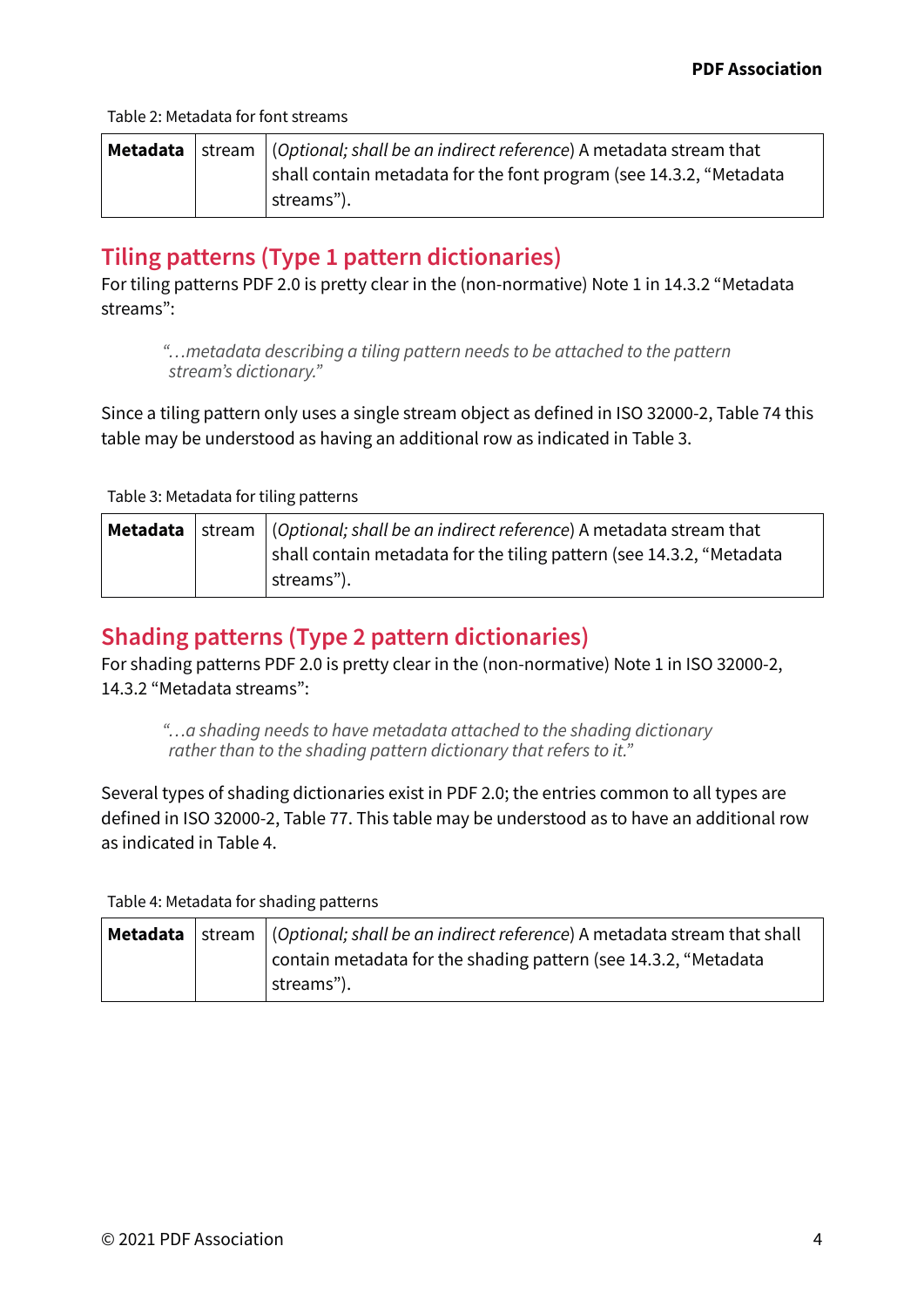Table 2: Metadata for font streams

| **Metadata** | stream | (*Optional; shall be an indirect reference*) A metadata stream that shall contain metadata for the font program (see 14.3.2, "Metadata streams"). |
|---|---|---|

## Tiling patterns (Type 1 pattern dictionaries)

For tiling patterns PDF 2.0 is pretty clear in the (non-normative) Note 1 in 14.3.2 "Metadata streams":

> *"…metadata describing a tiling pattern needs to be attached to the pattern stream's dictionary."*

Since a tiling pattern only uses a single stream object as defined in ISO 32000-2, Table 74 this table may be understood as having an additional row as indicated in Table 3.

Table 3: Metadata for tiling patterns

| **Metadata** | stream | (*Optional; shall be an indirect reference*) A metadata stream that shall contain metadata for the tiling pattern (see 14.3.2, "Metadata streams"). |
|---|---|---|

## Shading patterns (Type 2 pattern dictionaries)

For shading patterns PDF 2.0 is pretty clear in the (non-normative) Note 1 in ISO 32000-2, 14.3.2 "Metadata streams":

> *"…a shading needs to have metadata attached to the shading dictionary rather than to the shading pattern dictionary that refers to it."*

Several types of shading dictionaries exist in PDF 2.0; the entries common to all types are defined in ISO 32000-2, Table 77. This table may be understood as to have an additional row as indicated in Table 4.

Table 4: Metadata for shading patterns

| **Metadata** | stream | (*Optional; shall be an indirect reference*) A metadata stream that shall contain metadata for the shading pattern (see 14.3.2, "Metadata streams"). |
|---|---|---|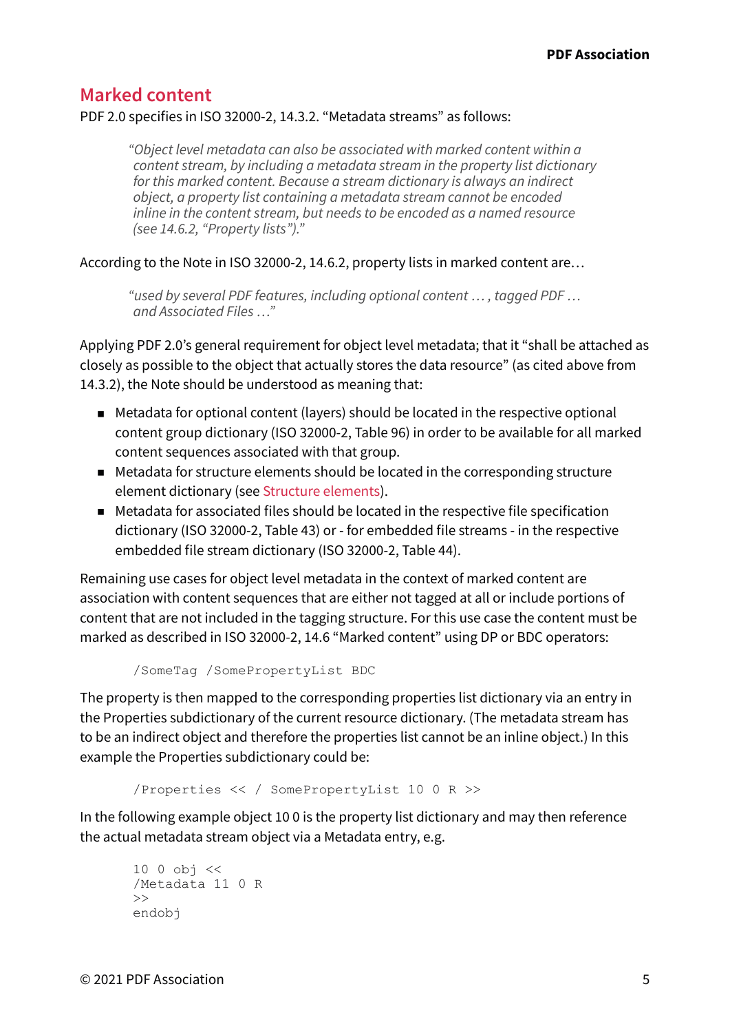## Marked content

PDF 2.0 specifies in ISO 32000-2, 14.3.2. “Metadata streams” as follows:

> *“Object level metadata can also be associated with marked content within a content stream, by including a metadata stream in the property list dictionary for this marked content. Because a stream dictionary is always an indirect object, a property list containing a metadata stream cannot be encoded inline in the content stream, but needs to be encoded as a named resource (see 14.6.2, “Property lists”).”*

According to the Note in ISO 32000-2, 14.6.2, property lists in marked content are…

> *“used by several PDF features, including optional content … , tagged PDF … and Associated Files …”*

Applying PDF 2.0’s general requirement for object level metadata; that it “shall be attached as closely as possible to the object that actually stores the data resource” (as cited above from 14.3.2), the Note should be understood as meaning that:

- Metadata for optional content (layers) should be located in the respective optional content group dictionary (ISO 32000-2, Table 96) in order to be available for all marked content sequences associated with that group.
- Metadata for structure elements should be located in the corresponding structure element dictionary (see Structure elements).
- Metadata for associated files should be located in the respective file specification dictionary (ISO 32000-2, Table 43) or - for embedded file streams - in the respective embedded file stream dictionary (ISO 32000-2, Table 44).

Remaining use cases for object level metadata in the context of marked content are association with content sequences that are either not tagged at all or include portions of content that are not included in the tagging structure. For this use case the content must be marked as described in ISO 32000-2, 14.6 “Marked content” using DP or BDC operators:

```
/SomeTag /SomePropertyList BDC
```

The property is then mapped to the corresponding properties list dictionary via an entry in the Properties subdictionary of the current resource dictionary. (The metadata stream has to be an indirect object and therefore the properties list cannot be an inline object.) In this example the Properties subdictionary could be:

```
/Properties << / SomePropertyList 10 0 R >>
```

In the following example object 10 0 is the property list dictionary and may then reference the actual metadata stream object via a Metadata entry, e.g.

```
10 0 obj <<
/Metadata 11 0 R
>>
endobj
```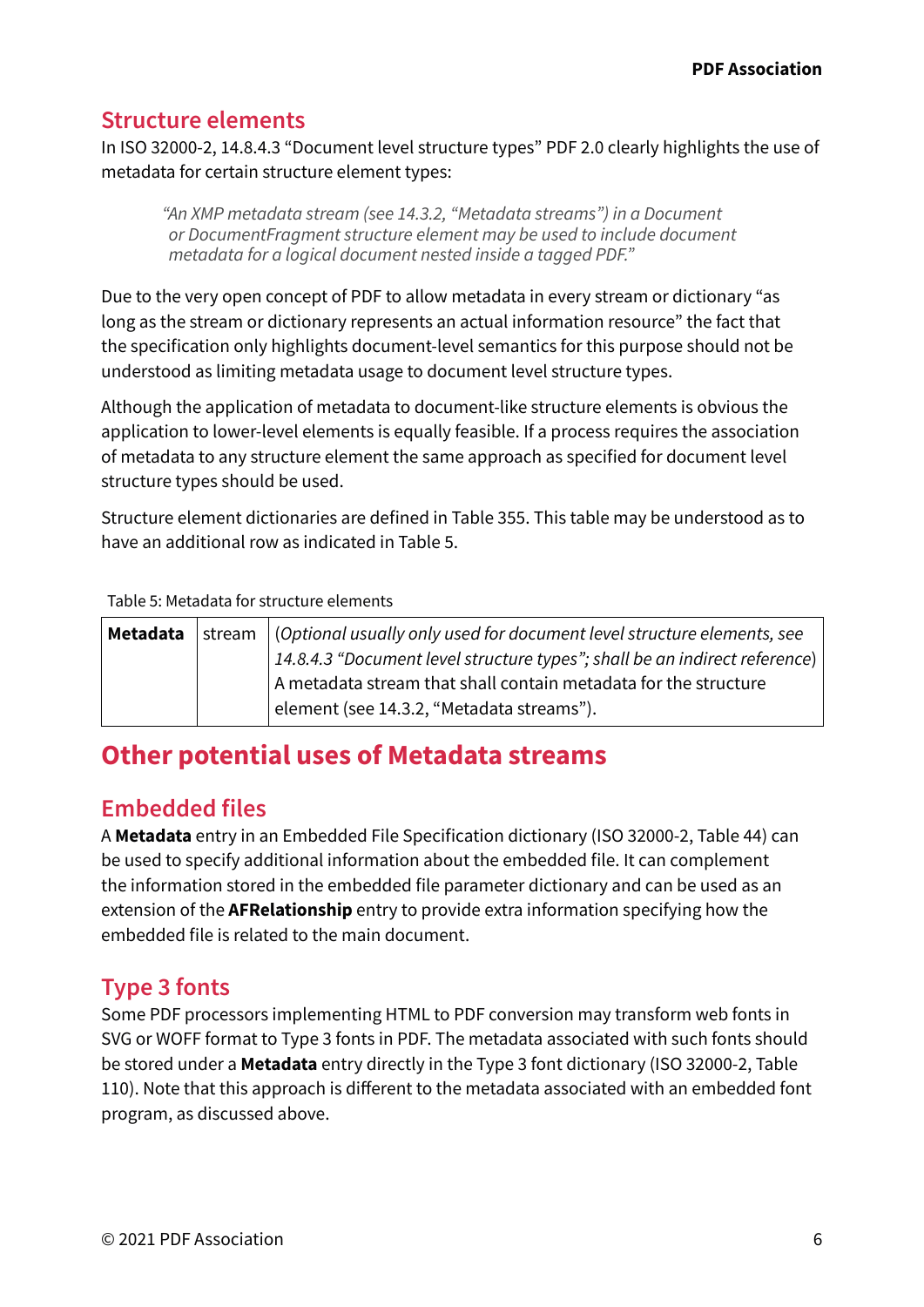## Structure elements

In ISO 32000-2, 14.8.4.3 “Document level structure types” PDF 2.0 clearly highlights the use of metadata for certain structure element types:

> *“An XMP metadata stream (see 14.3.2, “Metadata streams”) in a Document or DocumentFragment structure element may be used to include document metadata for a logical document nested inside a tagged PDF.”*

Due to the very open concept of PDF to allow metadata in every stream or dictionary “as long as the stream or dictionary represents an actual information resource” the fact that the specification only highlights document-level semantics for this purpose should not be understood as limiting metadata usage to document level structure types.

Although the application of metadata to document-like structure elements is obvious the application to lower-level elements is equally feasible. If a process requires the association of metadata to any structure element the same approach as specified for document level structure types should be used.

Structure element dictionaries are defined in Table 355. This table may be understood as to have an additional row as indicated in Table 5.

Table 5: Metadata for structure elements

| | | |
|---|---|---|
| **Metadata** | stream | *(Optional usually only used for document level structure elements, see 14.8.4.3 “Document level structure types”; shall be an indirect reference)* A metadata stream that shall contain metadata for the structure element (see 14.3.2, “Metadata streams”). |

# Other potential uses of Metadata streams

## Embedded files

A **Metadata** entry in an Embedded File Specification dictionary (ISO 32000-2, Table 44) can be used to specify additional information about the embedded file. It can complement the information stored in the embedded file parameter dictionary and can be used as an extension of the **AFRelationship** entry to provide extra information specifying how the embedded file is related to the main document.

## Type 3 fonts

Some PDF processors implementing HTML to PDF conversion may transform web fonts in SVG or WOFF format to Type 3 fonts in PDF. The metadata associated with such fonts should be stored under a **Metadata** entry directly in the Type 3 font dictionary (ISO 32000-2, Table 110). Note that this approach is different to the metadata associated with an embedded font program, as discussed above.

© 2021 PDF Association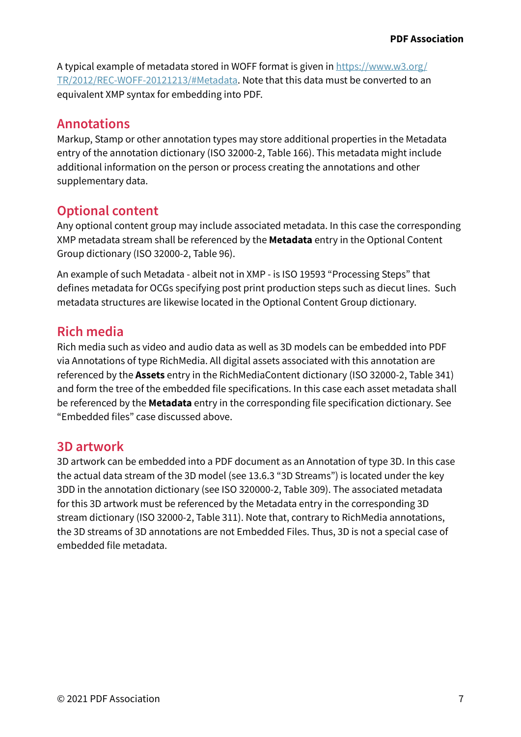A typical example of metadata stored in WOFF format is given in https://www.w3.org/TR/2012/REC-WOFF-20121213/#Metadata. Note that this data must be converted to an equivalent XMP syntax for embedding into PDF.

## Annotations

Markup, Stamp or other annotation types may store additional properties in the Metadata entry of the annotation dictionary (ISO 32000-2, Table 166). This metadata might include additional information on the person or process creating the annotations and other supplementary data.

## Optional content

Any optional content group may include associated metadata. In this case the corresponding XMP metadata stream shall be referenced by the **Metadata** entry in the Optional Content Group dictionary (ISO 32000-2, Table 96).

An example of such Metadata - albeit not in XMP - is ISO 19593 "Processing Steps" that defines metadata for OCGs specifying post print production steps such as diecut lines. Such metadata structures are likewise located in the Optional Content Group dictionary.

## Rich media

Rich media such as video and audio data as well as 3D models can be embedded into PDF via Annotations of type RichMedia. All digital assets associated with this annotation are referenced by the **Assets** entry in the RichMediaContent dictionary (ISO 32000-2, Table 341) and form the tree of the embedded file specifications. In this case each asset metadata shall be referenced by the **Metadata** entry in the corresponding file specification dictionary. See "Embedded files" case discussed above.

## 3D artwork

3D artwork can be embedded into a PDF document as an Annotation of type 3D. In this case the actual data stream of the 3D model (see 13.6.3 "3D Streams") is located under the key 3DD in the annotation dictionary (see ISO 320000-2, Table 309). The associated metadata for this 3D artwork must be referenced by the Metadata entry in the corresponding 3D stream dictionary (ISO 32000-2, Table 311). Note that, contrary to RichMedia annotations, the 3D streams of 3D annotations are not Embedded Files. Thus, 3D is not a special case of embedded file metadata.